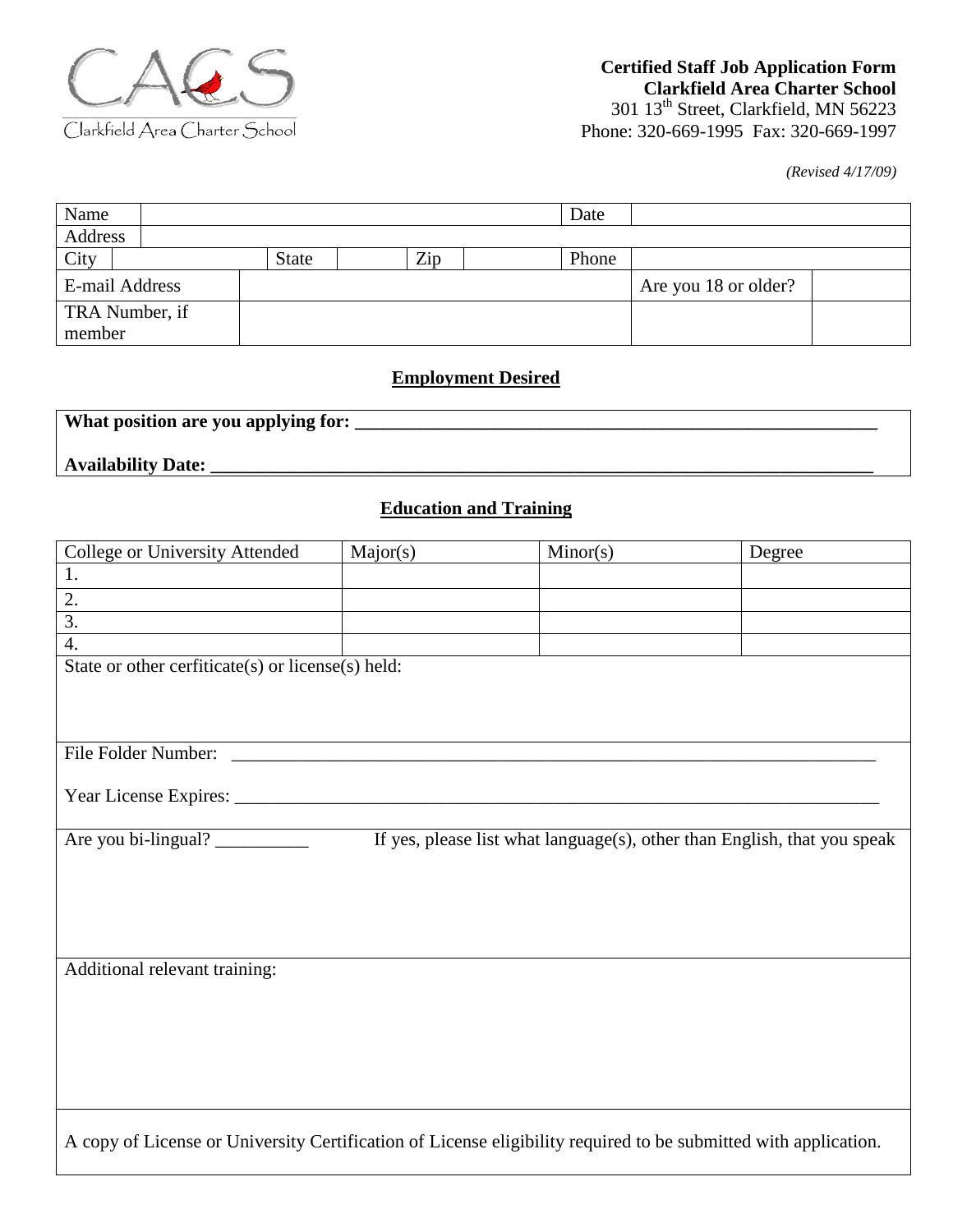Clarkfield Area Charter School

**Certified Staff Job Application Form**
**Clarkfield Area Charter School**
301 13th Street, Clarkfield, MN 56223
Phone: 320-669-1995 Fax: 320-669-1997

*(Revised 4/17/09)*

| Name | | | | | | Date | | |
|---|---|---|---|---|---|---|---|---|
| Address | | | | | | | | |
| City | | State | | Zip | | Phone | | |
| E-mail Address | | | | | | | Are you 18 or older? | |
| TRA Number, if member | | | | | | | | |

## Employment Desired

**What position are you applying for: \_\_\_\_\_\_\_\_\_\_\_\_\_\_\_\_\_\_\_\_\_\_\_\_\_\_\_\_\_\_\_\_\_\_\_\_\_\_\_\_\_\_\_\_\_\_\_\_\_\_\_\_\_\_\_\_**

**Availability Date: \_\_\_\_\_\_\_\_\_\_\_\_\_\_\_\_\_\_\_\_\_\_\_\_\_\_\_\_\_\_\_\_\_\_\_\_\_\_\_\_\_\_\_\_\_\_\_\_\_\_\_\_\_\_\_\_\_\_\_\_\_\_\_\_\_\_\_\_\_\_**

## Education and Training

| College or University Attended | Major(s) | Minor(s) | Degree |
|---|---|---|---|
| 1. | | | |
| 2. | | | |
| 3. | | | |
| 4. | | | |

State or other cerfiticate(s) or license(s) held:

File Folder Number: \_\_\_\_\_\_\_\_\_\_\_\_\_\_\_\_\_\_\_\_\_\_\_\_\_\_\_\_\_\_\_\_\_\_\_\_\_\_\_\_\_\_\_\_\_\_\_\_\_\_\_\_\_\_\_\_\_\_\_\_\_\_\_\_\_\_\_\_\_\_

Year License Expires: \_\_\_\_\_\_\_\_\_\_\_\_\_\_\_\_\_\_\_\_\_\_\_\_\_\_\_\_\_\_\_\_\_\_\_\_\_\_\_\_\_\_\_\_\_\_\_\_\_\_\_\_\_\_\_\_\_\_\_\_\_\_\_\_\_\_\_\_\_\_

Are you bi-lingual? \_\_\_\_\_\_\_\_\_\_ If yes, please list what language(s), other than English, that you speak

Additional relevant training:

A copy of License or University Certification of License eligibility required to be submitted with application.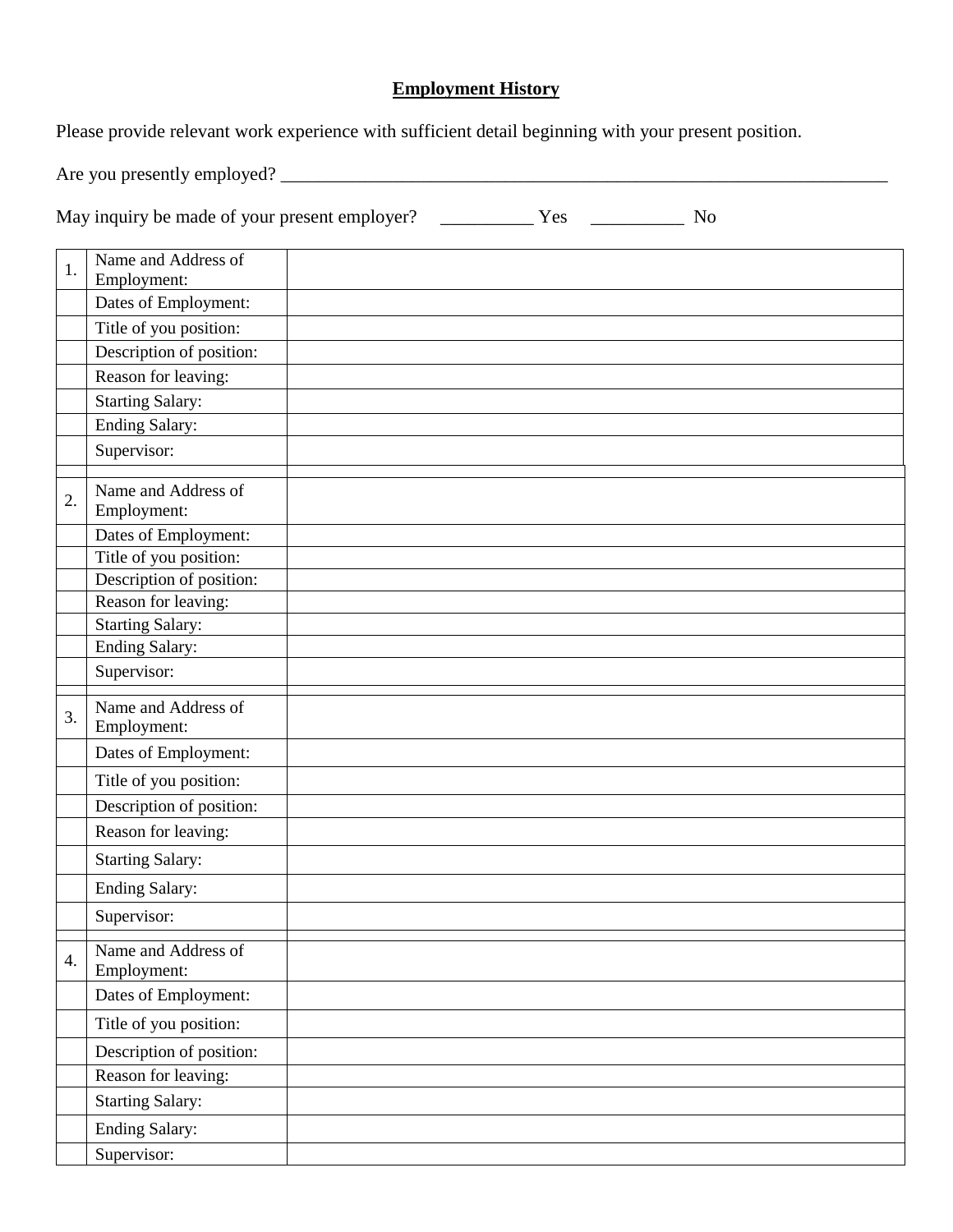**Employment History**

Please provide relevant work experience with sufficient detail beginning with your present position.

Are you presently employed? ______________________________________________________________________

May inquiry be made of your present employer? __________ Yes __________ No

| | | |
|---|---|---|
| 1. | Name and Address of Employment: | |
| | Dates of Employment: | |
| | Title of you position: | |
| | Description of position: | |
| | Reason for leaving: | |
| | Starting Salary: | |
| | Ending Salary: | |
| | Supervisor: | |
| | | |
| 2. | Name and Address of Employment: | |
| | Dates of Employment: | |
| | Title of you position: | |
| | Description of position: | |
| | Reason for leaving: | |
| | Starting Salary: | |
| | Ending Salary: | |
| | Supervisor: | |
| | | |
| 3. | Name and Address of Employment: | |
| | Dates of Employment: | |
| | Title of you position: | |
| | Description of position: | |
| | Reason for leaving: | |
| | Starting Salary: | |
| | Ending Salary: | |
| | Supervisor: | |
| | | |
| 4. | Name and Address of Employment: | |
| | Dates of Employment: | |
| | Title of you position: | |
| | Description of position: | |
| | Reason for leaving: | |
| | Starting Salary: | |
| | Ending Salary: | |
| | Supervisor: | |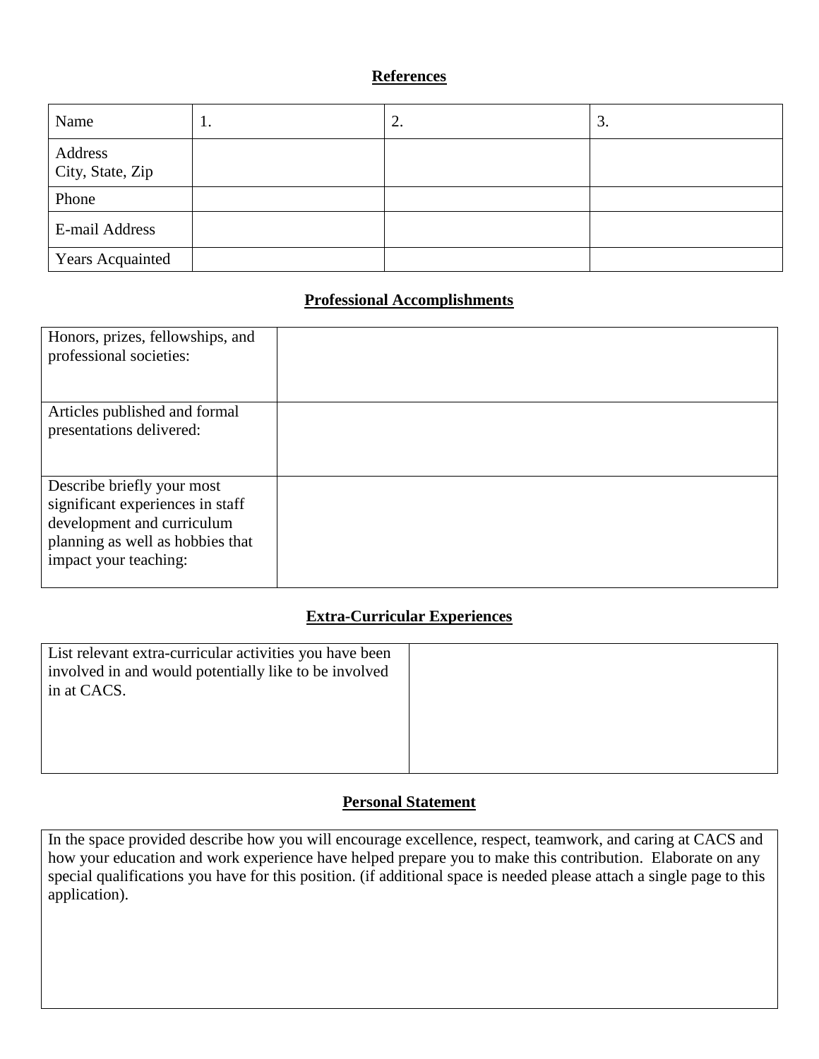## References

| Name | 1. | 2. | 3. |
|---|---|---|---|
| Address<br>City, State, Zip | | | |
| Phone | | | |
| E-mail Address | | | |
| Years Acquainted | | | |

## Professional Accomplishments

| | |
|---|---|
| Honors, prizes, fellowships, and professional societies: | |
| Articles published and formal presentations delivered: | |
| Describe briefly your most significant experiences in staff development and curriculum planning as well as hobbies that impact your teaching: | |

## Extra-Curricular Experiences

| | |
|---|---|
| List relevant extra-curricular activities you have been involved in and would potentially like to be involved in at CACS. | |

## Personal Statement

| |
|---|
| In the space provided describe how you will encourage excellence, respect, teamwork, and caring at CACS and how your education and work experience have helped prepare you to make this contribution. Elaborate on any special qualifications you have for this position. (if additional space is needed please attach a single page to this application). |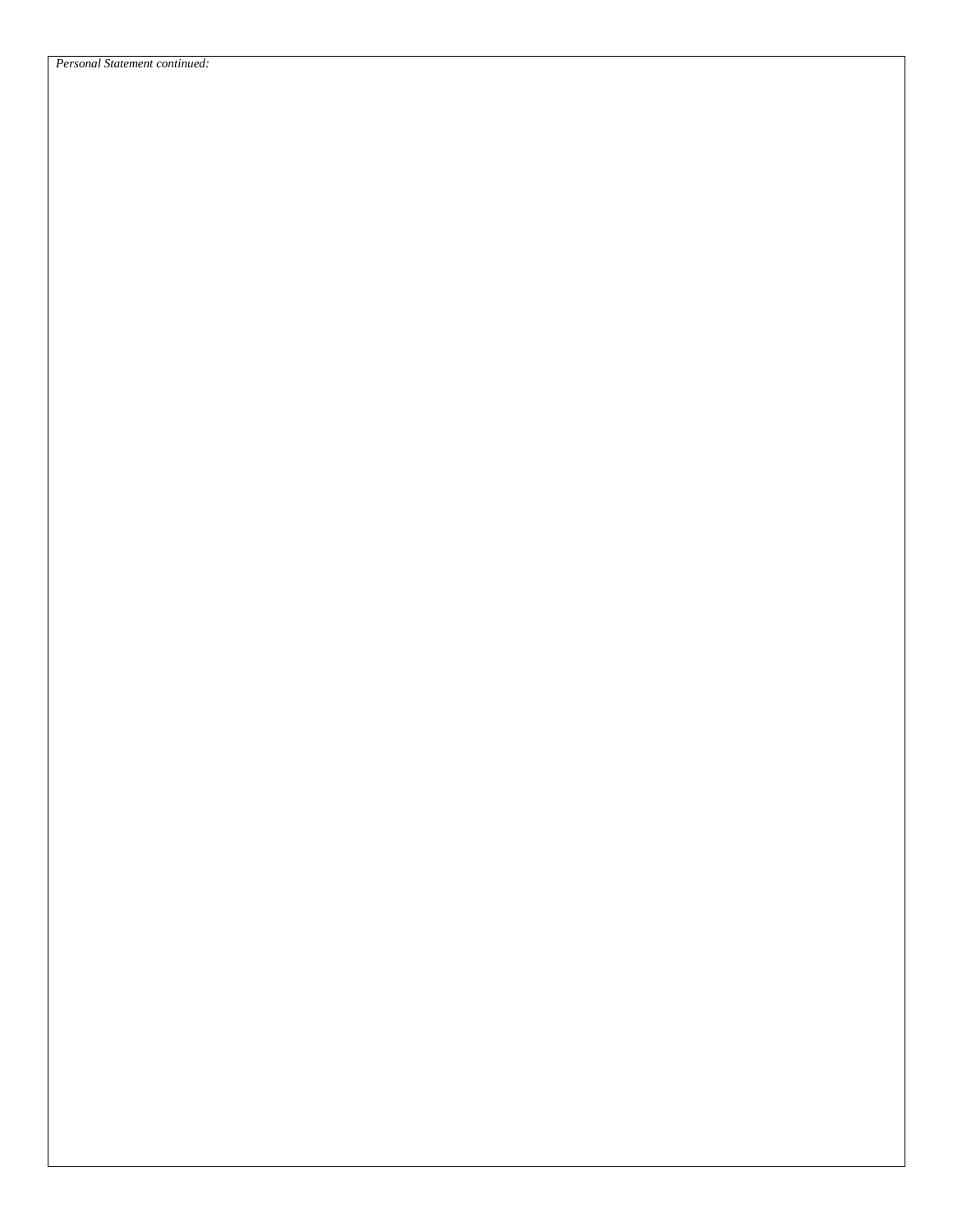*Personal Statement continued:*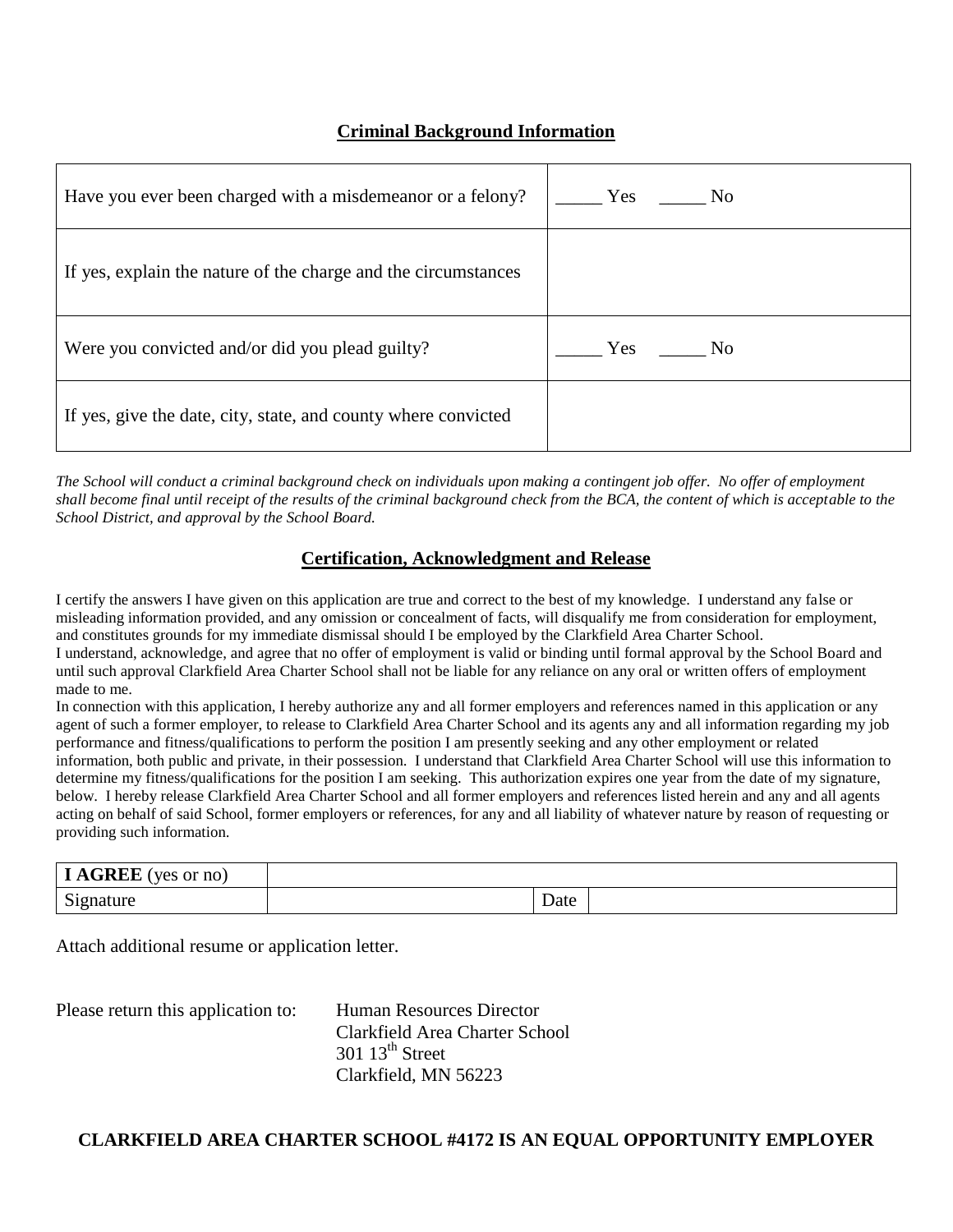## Criminal Background Information

| | |
|---|---|
| Have you ever been charged with a misdemeanor or a felony? | _____ Yes _____ No |
| If yes, explain the nature of the charge and the circumstances | |
| Were you convicted and/or did you plead guilty? | _____ Yes _____ No |
| If yes, give the date, city, state, and county where convicted | |

*The School will conduct a criminal background check on individuals upon making a contingent job offer. No offer of employment shall become final until receipt of the results of the criminal background check from the BCA, the content of which is acceptable to the School District, and approval by the School Board.*

## Certification, Acknowledgment and Release

I certify the answers I have given on this application are true and correct to the best of my knowledge. I understand any false or misleading information provided, and any omission or concealment of facts, will disqualify me from consideration for employment, and constitutes grounds for my immediate dismissal should I be employed by the Clarkfield Area Charter School.

I understand, acknowledge, and agree that no offer of employment is valid or binding until formal approval by the School Board and until such approval Clarkfield Area Charter School shall not be liable for any reliance on any oral or written offers of employment made to me.

In connection with this application, I hereby authorize any and all former employers and references named in this application or any agent of such a former employer, to release to Clarkfield Area Charter School and its agents any and all information regarding my job performance and fitness/qualifications to perform the position I am presently seeking and any other employment or related information, both public and private, in their possession. I understand that Clarkfield Area Charter School will use this information to determine my fitness/qualifications for the position I am seeking. This authorization expires one year from the date of my signature, below. I hereby release Clarkfield Area Charter School and all former employers and references listed herein and any and all agents acting on behalf of said School, former employers or references, for any and all liability of whatever nature by reason of requesting or providing such information.

| | | | |
|---|---|---|---|
| **I AGREE** (yes or no) | | | |
| Signature | | Date | |

Attach additional resume or application letter.

Please return this application to:

Human Resources Director
Clarkfield Area Charter School
301 13th Street
Clarkfield, MN 56223

**CLARKFIELD AREA CHARTER SCHOOL #4172 IS AN EQUAL OPPORTUNITY EMPLOYER**